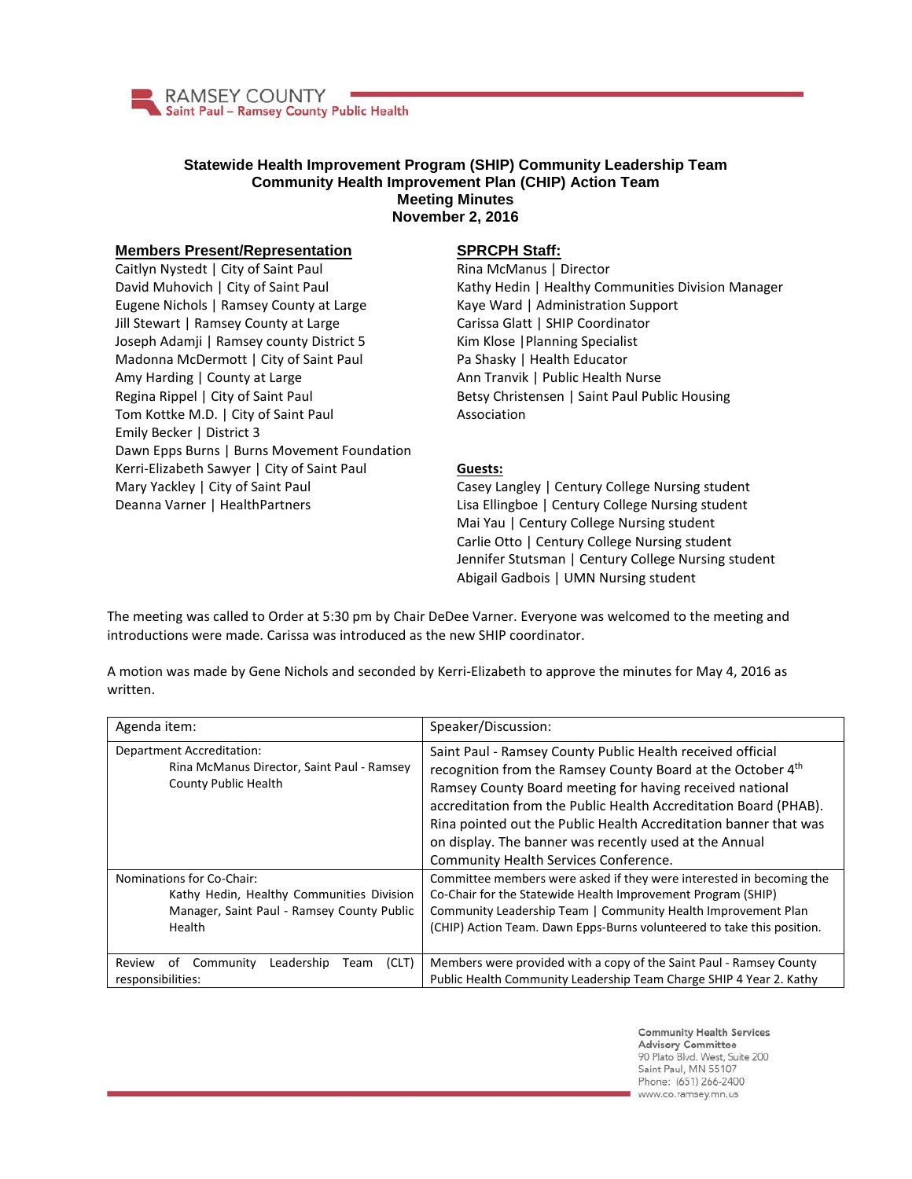# Statewide Health Improvement Program (SHIP) Community Leadership Team
## Community Health Improvement Plan (CHIP) Action Team
## Meeting Minutes
## November 2, 2016

**Members Present/Representation**

Caitlyn Nystedt | City of Saint Paul
David Muhovich | City of Saint Paul
Eugene Nichols | Ramsey County at Large
Jill Stewart | Ramsey County at Large
Joseph Adamji | Ramsey county District 5
Madonna McDermott | City of Saint Paul
Amy Harding | County at Large
Regina Rippel | City of Saint Paul
Tom Kottke M.D. | City of Saint Paul
Emily Becker | District 3
Dawn Epps Burns | Burns Movement Foundation
Kerri-Elizabeth Sawyer | City of Saint Paul
Mary Yackley | City of Saint Paul
Deanna Varner | HealthPartners

**SPRCPH Staff:**

Rina McManus | Director
Kathy Hedin | Healthy Communities Division Manager
Kaye Ward | Administration Support
Carissa Glatt | SHIP Coordinator
Kim Klose | Planning Specialist
Pa Shasky | Health Educator
Ann Tranvik | Public Health Nurse
Betsy Christensen | Saint Paul Public Housing Association

**Guests:**

Casey Langley | Century College Nursing student
Lisa Ellingboe | Century College Nursing student
Mai Yau | Century College Nursing student
Carlie Otto | Century College Nursing student
Jennifer Stutsman | Century College Nursing student
Abigail Gadbois | UMN Nursing student

The meeting was called to Order at 5:30 pm by Chair DeDee Varner. Everyone was welcomed to the meeting and introductions were made. Carissa was introduced as the new SHIP coordinator.

A motion was made by Gene Nichols and seconded by Kerri-Elizabeth to approve the minutes for May 4, 2016 as written.

| Agenda item: | Speaker/Discussion: |
|---|---|
| Department Accreditation: Rina McManus Director, Saint Paul - Ramsey County Public Health | Saint Paul - Ramsey County Public Health received official recognition from the Ramsey County Board at the October 4th Ramsey County Board meeting for having received national accreditation from the Public Health Accreditation Board (PHAB). Rina pointed out the Public Health Accreditation banner that was on display. The banner was recently used at the Annual Community Health Services Conference. |
| Nominations for Co-Chair: Kathy Hedin, Healthy Communities Division Manager, Saint Paul - Ramsey County Public Health | Committee members were asked if they were interested in becoming the Co-Chair for the Statewide Health Improvement Program (SHIP) Community Leadership Team \| Community Health Improvement Plan (CHIP) Action Team. Dawn Epps-Burns volunteered to take this position. |
| Review of Community Leadership Team (CLT) responsibilities: | Members were provided with a copy of the Saint Paul - Ramsey County Public Health Community Leadership Team Charge SHIP 4 Year 2. Kathy |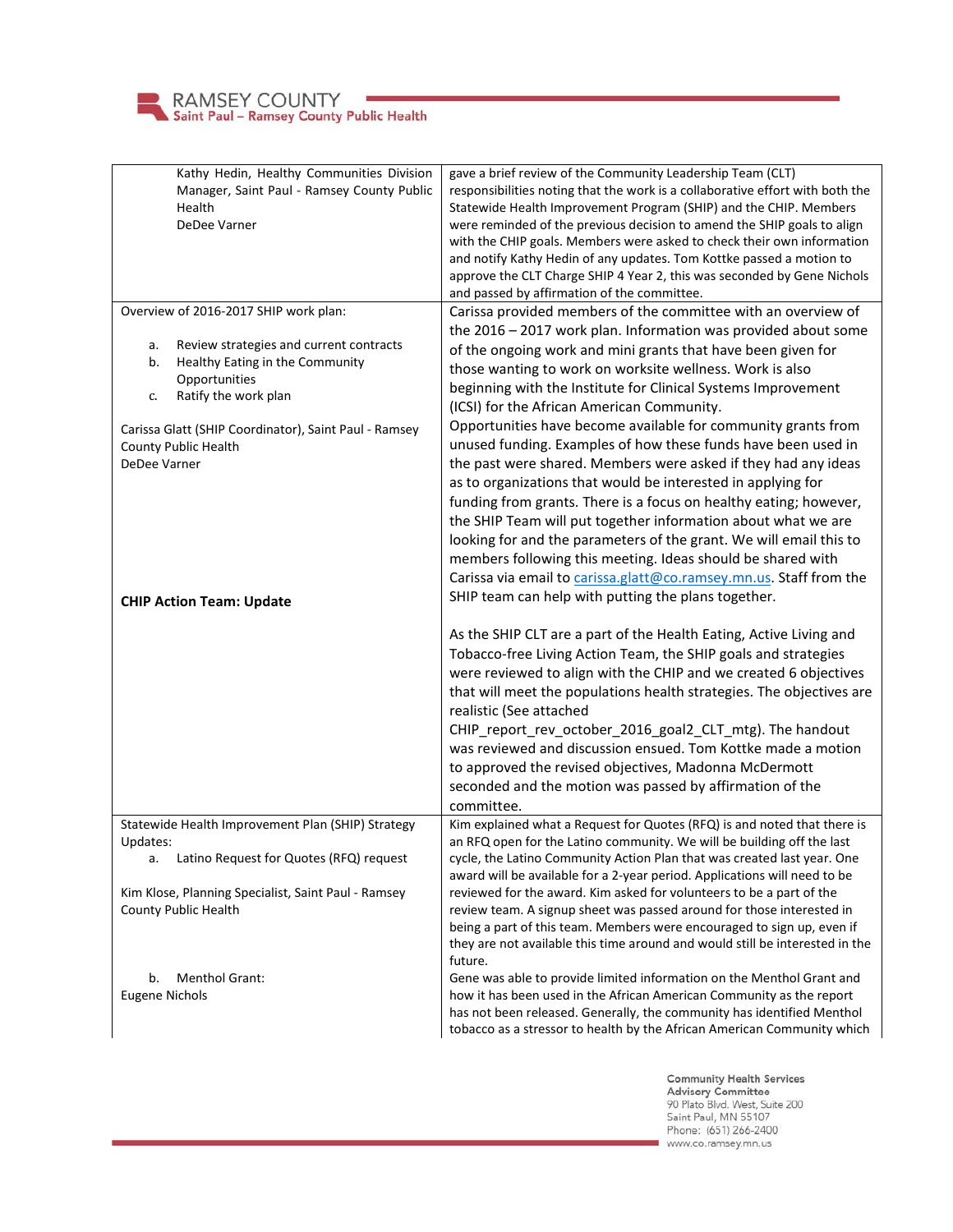| | |
|---|---|
| Kathy Hedin, Healthy Communities Division Manager, Saint Paul - Ramsey County Public Health<br>DeDee Varner | gave a brief review of the Community Leadership Team (CLT) responsibilities noting that the work is a collaborative effort with both the Statewide Health Improvement Program (SHIP) and the CHIP. Members were reminded of the previous decision to amend the SHIP goals to align with the CHIP goals. Members were asked to check their own information and notify Kathy Hedin of any updates. Tom Kottke passed a motion to approve the CLT Charge SHIP 4 Year 2, this was seconded by Gene Nichols and passed by affirmation of the committee. |
| Overview of 2016-2017 SHIP work plan:<br><br>a. Review strategies and current contracts<br>b. Healthy Eating in the Community Opportunities<br>c. Ratify the work plan<br><br>Carissa Glatt (SHIP Coordinator), Saint Paul - Ramsey County Public Health<br>DeDee Varner<br><br>**CHIP Action Team: Update** | Carissa provided members of the committee with an overview of the 2016 – 2017 work plan. Information was provided about some of the ongoing work and mini grants that have been given for those wanting to work on worksite wellness. Work is also beginning with the Institute for Clinical Systems Improvement (ICSI) for the African American Community.<br>Opportunities have become available for community grants from unused funding. Examples of how these funds have been used in the past were shared. Members were asked if they had any ideas as to organizations that would be interested in applying for funding from grants. There is a focus on healthy eating; however, the SHIP Team will put together information about what we are looking for and the parameters of the grant. We will email this to members following this meeting. Ideas should be shared with Carissa via email to carissa.glatt@co.ramsey.mn.us. Staff from the SHIP team can help with putting the plans together.<br><br>As the SHIP CLT are a part of the Health Eating, Active Living and Tobacco-free Living Action Team, the SHIP goals and strategies were reviewed to align with the CHIP and we created 6 objectives that will meet the populations health strategies. The objectives are realistic (See attached CHIP_report_rev_october_2016_goal2_CLT_mtg). The handout was reviewed and discussion ensued. Tom Kottke made a motion to approved the revised objectives, Madonna McDermott seconded and the motion was passed by affirmation of the committee. |
| Statewide Health Improvement Plan (SHIP) Strategy Updates:<br>a. Latino Request for Quotes (RFQ) request<br><br>Kim Klose, Planning Specialist, Saint Paul - Ramsey County Public Health<br><br>b. Menthol Grant:<br>Eugene Nichols | Kim explained what a Request for Quotes (RFQ) is and noted that there is an RFQ open for the Latino community. We will be building off the last cycle, the Latino Community Action Plan that was created last year. One award will be available for a 2-year period. Applications will need to be reviewed for the award. Kim asked for volunteers to be a part of the review team. A signup sheet was passed around for those interested in being a part of this team. Members were encouraged to sign up, even if they are not available this time around and would still be interested in the future.<br>Gene was able to provide limited information on the Menthol Grant and how it has been used in the African American Community as the report has not been released. Generally, the community has identified Menthol tobacco as a stressor to health by the African American Community which |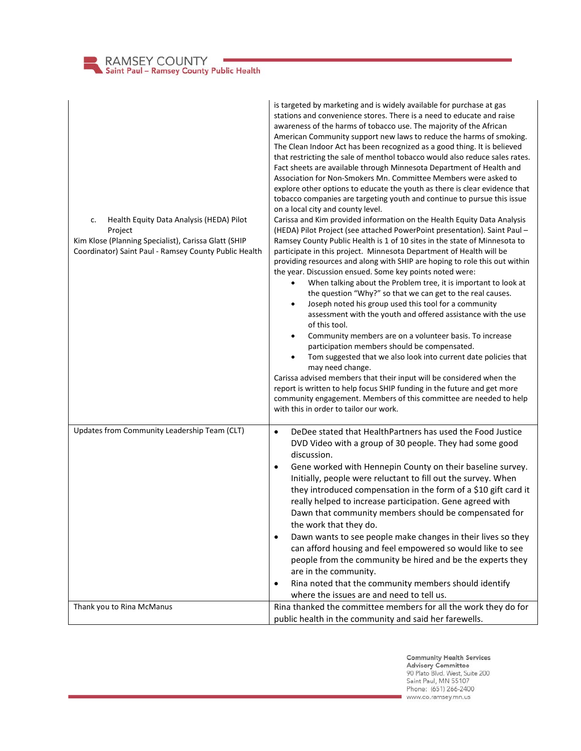| | |
|---|---|
| | is targeted by marketing and is widely available for purchase at gas stations and convenience stores. There is a need to educate and raise awareness of the harms of tobacco use. The majority of the African American Community support new laws to reduce the harms of smoking. The Clean Indoor Act has been recognized as a good thing. It is believed that restricting the sale of menthol tobacco would also reduce sales rates. Fact sheets are available through Minnesota Department of Health and Association for Non-Smokers Mn. Committee Members were asked to explore other options to educate the youth as there is clear evidence that tobacco companies are targeting youth and continue to pursue this issue on a local city and county level. |
| c. Health Equity Data Analysis (HEDA) Pilot Project<br>Kim Klose (Planning Specialist), Carissa Glatt (SHIP Coordinator) Saint Paul - Ramsey County Public Health | Carissa and Kim provided information on the Health Equity Data Analysis (HEDA) Pilot Project (see attached PowerPoint presentation). Saint Paul – Ramsey County Public Health is 1 of 10 sites in the state of Minnesota to participate in this project. Minnesota Department of Health will be providing resources and along with SHIP are hoping to role this out within the year. Discussion ensued. Some key points noted were:<br>• When talking about the Problem tree, it is important to look at the question "Why?" so that we can get to the real causes.<br>• Joseph noted his group used this tool for a community assessment with the youth and offered assistance with the use of this tool.<br>• Community members are on a volunteer basis. To increase participation members should be compensated.<br>• Tom suggested that we also look into current date policies that may need change.<br>Carissa advised members that their input will be considered when the report is written to help focus SHIP funding in the future and get more community engagement. Members of this committee are needed to help with this in order to tailor our work. |
| Updates from Community Leadership Team (CLT) | • DeDee stated that HealthPartners has used the Food Justice DVD Video with a group of 30 people. They had some good discussion.<br>• Gene worked with Hennepin County on their baseline survey. Initially, people were reluctant to fill out the survey. When they introduced compensation in the form of a $10 gift card it really helped to increase participation. Gene agreed with Dawn that community members should be compensated for the work that they do.<br>• Dawn wants to see people make changes in their lives so they can afford housing and feel empowered so would like to see people from the community be hired and be the experts they are in the community.<br>• Rina noted that the community members should identify where the issues are and need to tell us. |
| Thank you to Rina McManus | Rina thanked the committee members for all the work they do for public health in the community and said her farewells. |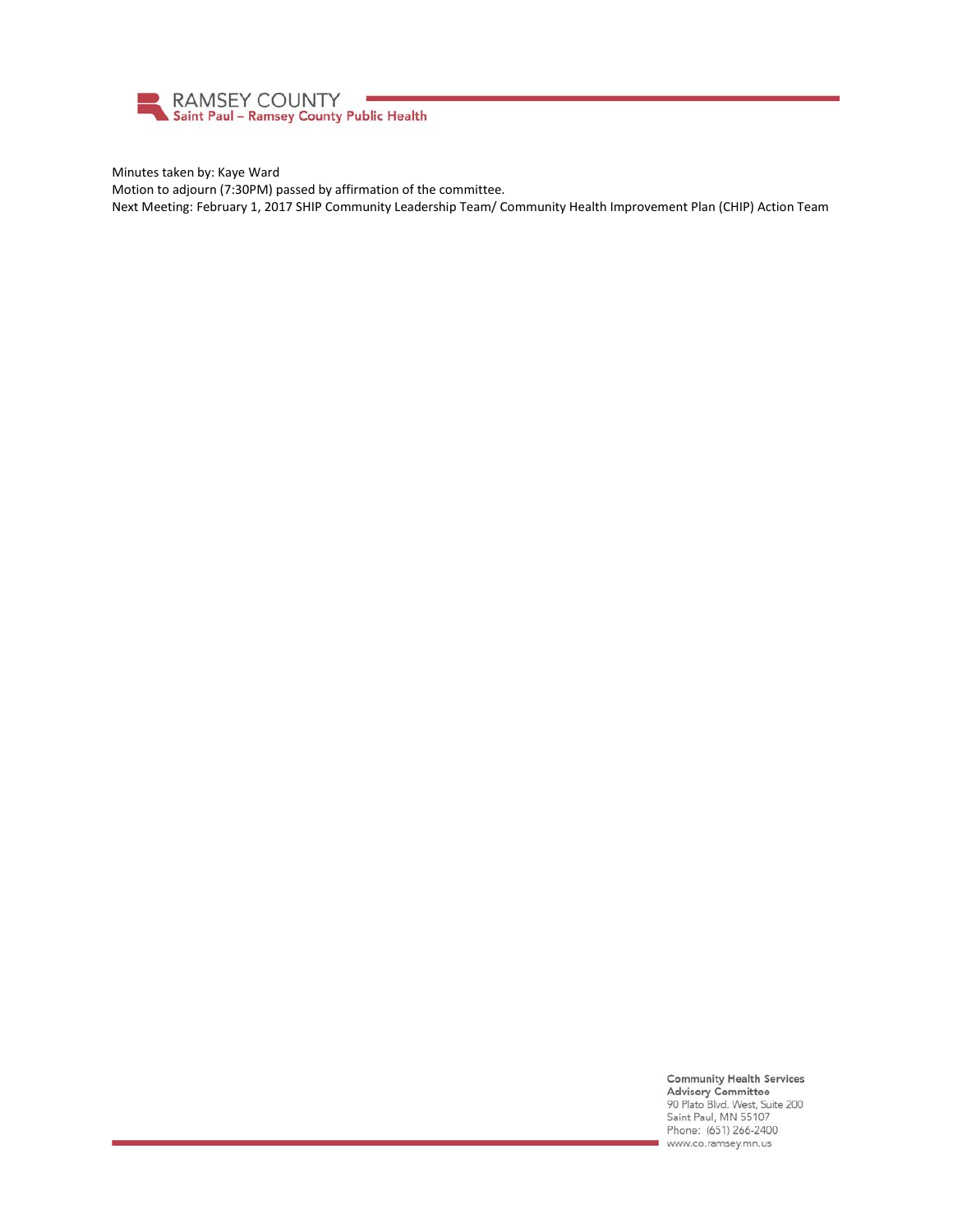Minutes taken by: Kaye Ward

Motion to adjourn (7:30PM) passed by affirmation of the committee.

Next Meeting: February 1, 2017 SHIP Community Leadership Team/ Community Health Improvement Plan (CHIP) Action Team